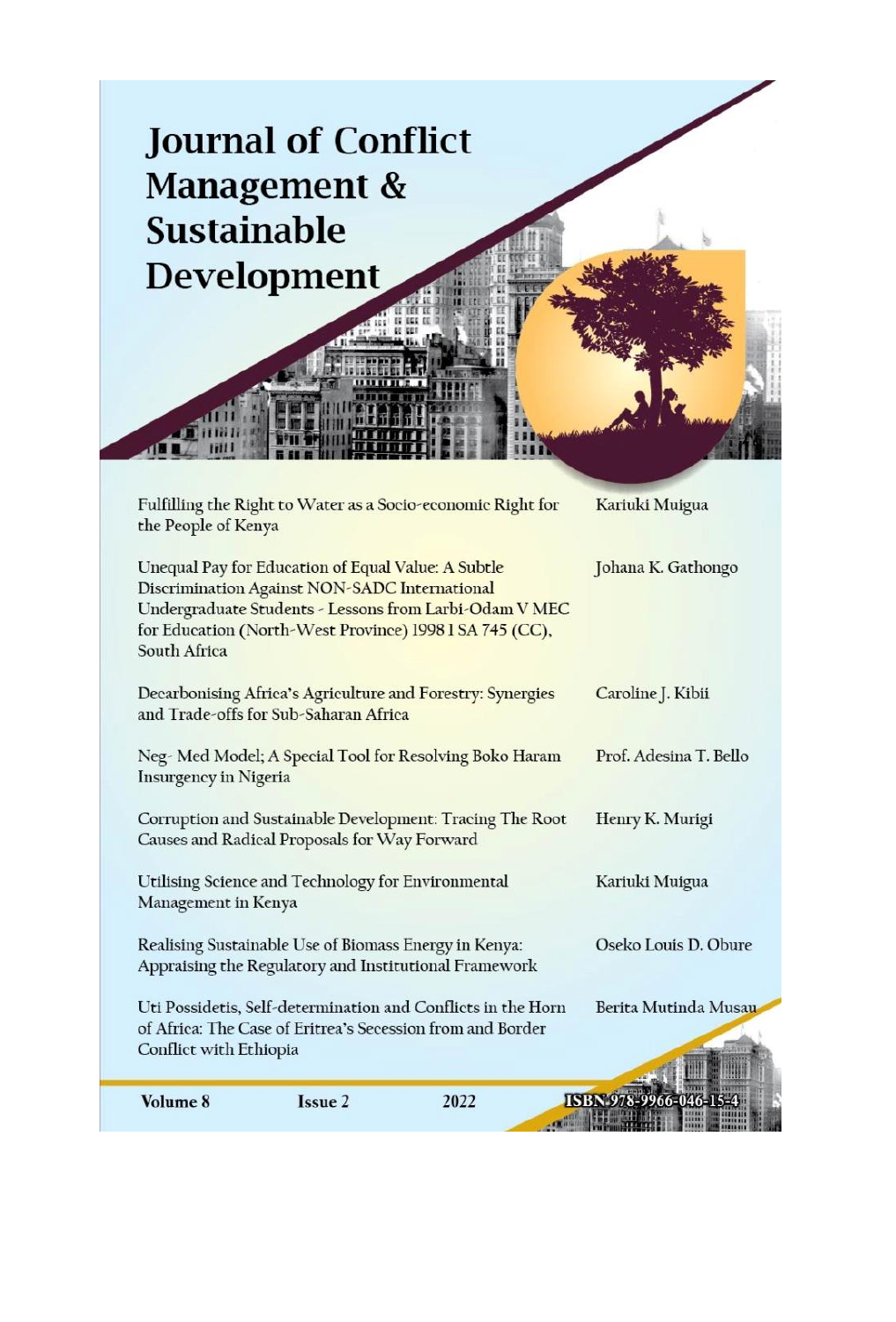# Journal of Conflict Management & Sustainable Development

| | |
|---|---|
| Fulfilling the Right to Water as a Socio-economic Right for the People of Kenya | Kariuki Muigua |
| Unequal Pay for Education of Equal Value: A Subtle Discrimination Against NON-SADC International Undergraduate Students - Lessons from Larbi-Odam V MEC for Education (North-West Province) 1998 1 SA 745 (CC), South Africa | Johana K. Gathongo |
| Decarbonising Africa's Agriculture and Forestry: Synergies and Trade-offs for Sub-Saharan Africa | Caroline J. Kibii |
| Neg- Med Model; A Special Tool for Resolving Boko Haram Insurgency in Nigeria | Prof. Adesina T. Bello |
| Corruption and Sustainable Development: Tracing The Root Causes and Radical Proposals for Way Forward | Henry K. Murigi |
| Utilising Science and Technology for Environmental Management in Kenya | Kariuki Muigua |
| Realising Sustainable Use of Biomass Energy in Kenya: Appraising the Regulatory and Institutional Framework | Oseko Louis D. Obure |
| Uti Possidetis, Self-determination and Conflicts in the Horn of Africa: The Case of Eritrea's Secession from and Border Conflict with Ethiopia | Berita Mutinda Musau |

**Volume 8** **Issue 2** 2022 ISBN 978-9966-046-15-4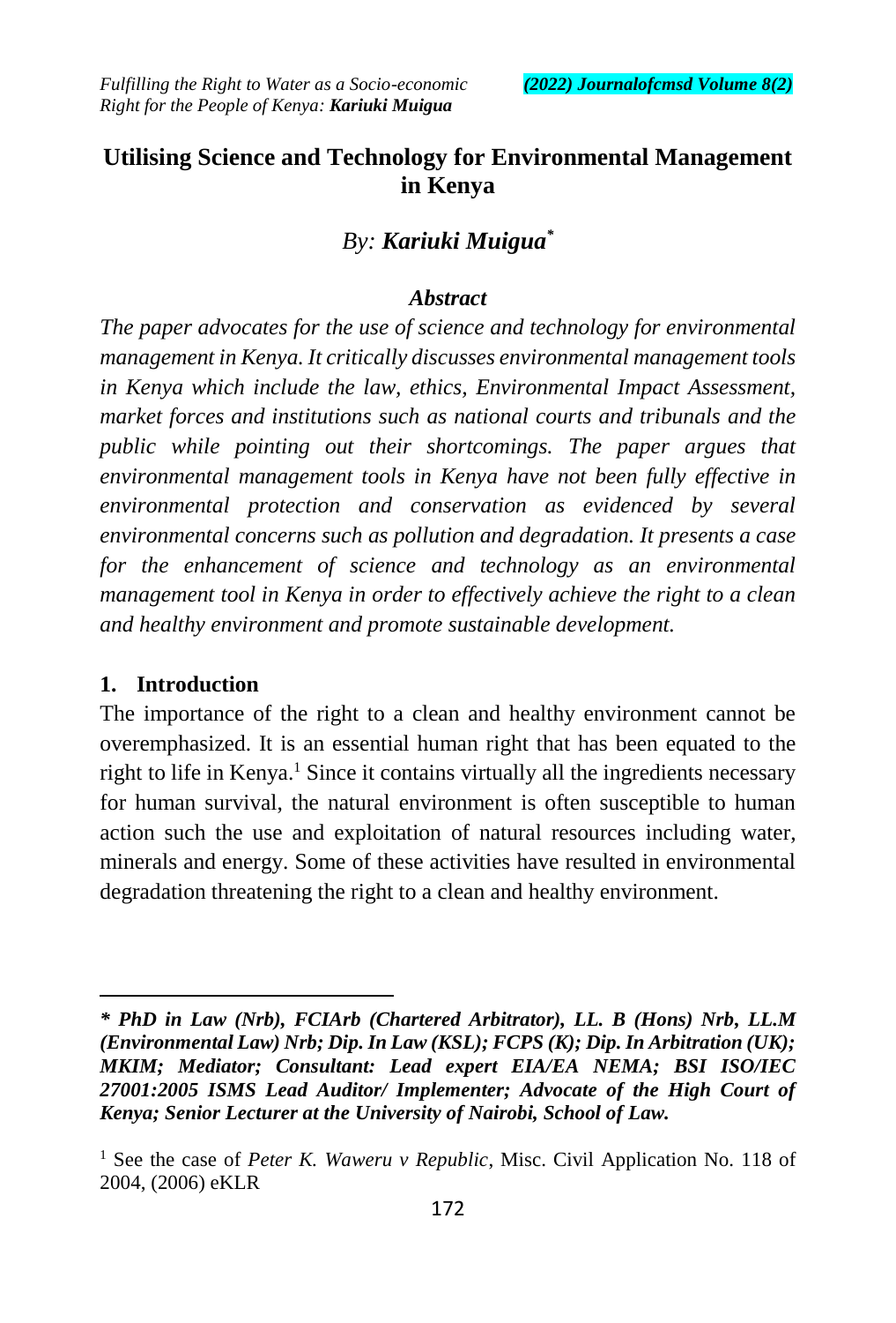# Utilising Science and Technology for Environmental Management in Kenya

*By:* ***Kariuki Muigua**** 

### *Abstract*

*The paper advocates for the use of science and technology for environmental management in Kenya. It critically discusses environmental management tools in Kenya which include the law, ethics, Environmental Impact Assessment, market forces and institutions such as national courts and tribunals and the public while pointing out their shortcomings. The paper argues that environmental management tools in Kenya have not been fully effective in environmental protection and conservation as evidenced by several environmental concerns such as pollution and degradation. It presents a case for the enhancement of science and technology as an environmental management tool in Kenya in order to effectively achieve the right to a clean and healthy environment and promote sustainable development.*

## 1. Introduction

The importance of the right to a clean and healthy environment cannot be overemphasized. It is an essential human right that has been equated to the right to life in Kenya.[1] Since it contains virtually all the ingredients necessary for human survival, the natural environment is often susceptible to human action such the use and exploitation of natural resources including water, minerals and energy. Some of these activities have resulted in environmental degradation threatening the right to a clean and healthy environment.

---

***\* PhD in Law (Nrb), FCIArb (Chartered Arbitrator), LL. B (Hons) Nrb, LL.M (Environmental Law) Nrb; Dip. In Law (KSL); FCPS (K); Dip. In Arbitration (UK); MKIM; Mediator; Consultant: Lead expert EIA/EA NEMA; BSI ISO/IEC 27001:2005 ISMS Lead Auditor/ Implementer; Advocate of the High Court of Kenya; Senior Lecturer at the University of Nairobi, School of Law.***

[1] See the case of *Peter K. Waweru v Republic*, Misc. Civil Application No. 118 of 2004, (2006) eKLR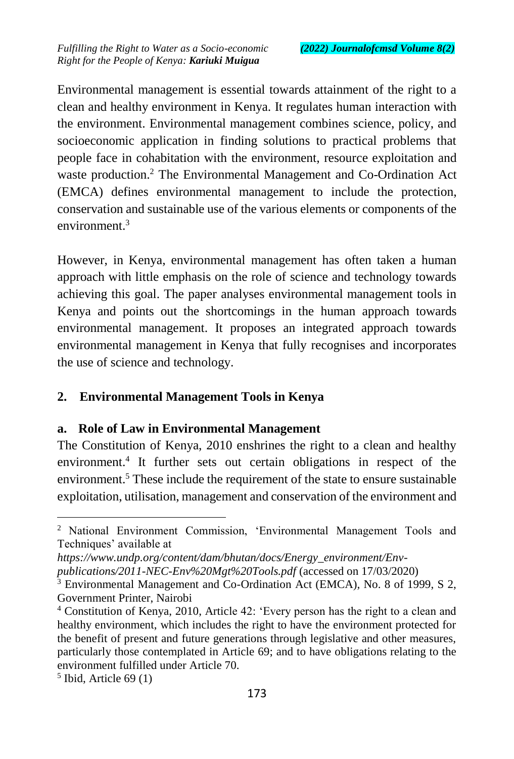Environmental management is essential towards attainment of the right to a clean and healthy environment in Kenya. It regulates human interaction with the environment. Environmental management combines science, policy, and socioeconomic application in finding solutions to practical problems that people face in cohabitation with the environment, resource exploitation and waste production.[2] The Environmental Management and Co-Ordination Act (EMCA) defines environmental management to include the protection, conservation and sustainable use of the various elements or components of the environment.[3]

However, in Kenya, environmental management has often taken a human approach with little emphasis on the role of science and technology towards achieving this goal. The paper analyses environmental management tools in Kenya and points out the shortcomings in the human approach towards environmental management. It proposes an integrated approach towards environmental management in Kenya that fully recognises and incorporates the use of science and technology.

## 2. Environmental Management Tools in Kenya

### a. Role of Law in Environmental Management

The Constitution of Kenya, 2010 enshrines the right to a clean and healthy environment.[4] It further sets out certain obligations in respect of the environment.[5] These include the requirement of the state to ensure sustainable exploitation, utilisation, management and conservation of the environment and

---

[2] National Environment Commission, 'Environmental Management Tools and Techniques' available at *https://www.undp.org/content/dam/bhutan/docs/Energy_environment/Env-publications/2011-NEC-Env%20Mgt%20Tools.pdf* (accessed on 17/03/2020)

[3] Environmental Management and Co-Ordination Act (EMCA), No. 8 of 1999, S 2, Government Printer, Nairobi

[4] Constitution of Kenya, 2010, Article 42: 'Every person has the right to a clean and healthy environment, which includes the right to have the environment protected for the benefit of present and future generations through legislative and other measures, particularly those contemplated in Article 69; and to have obligations relating to the environment fulfilled under Article 70.

[5] Ibid, Article 69 (1)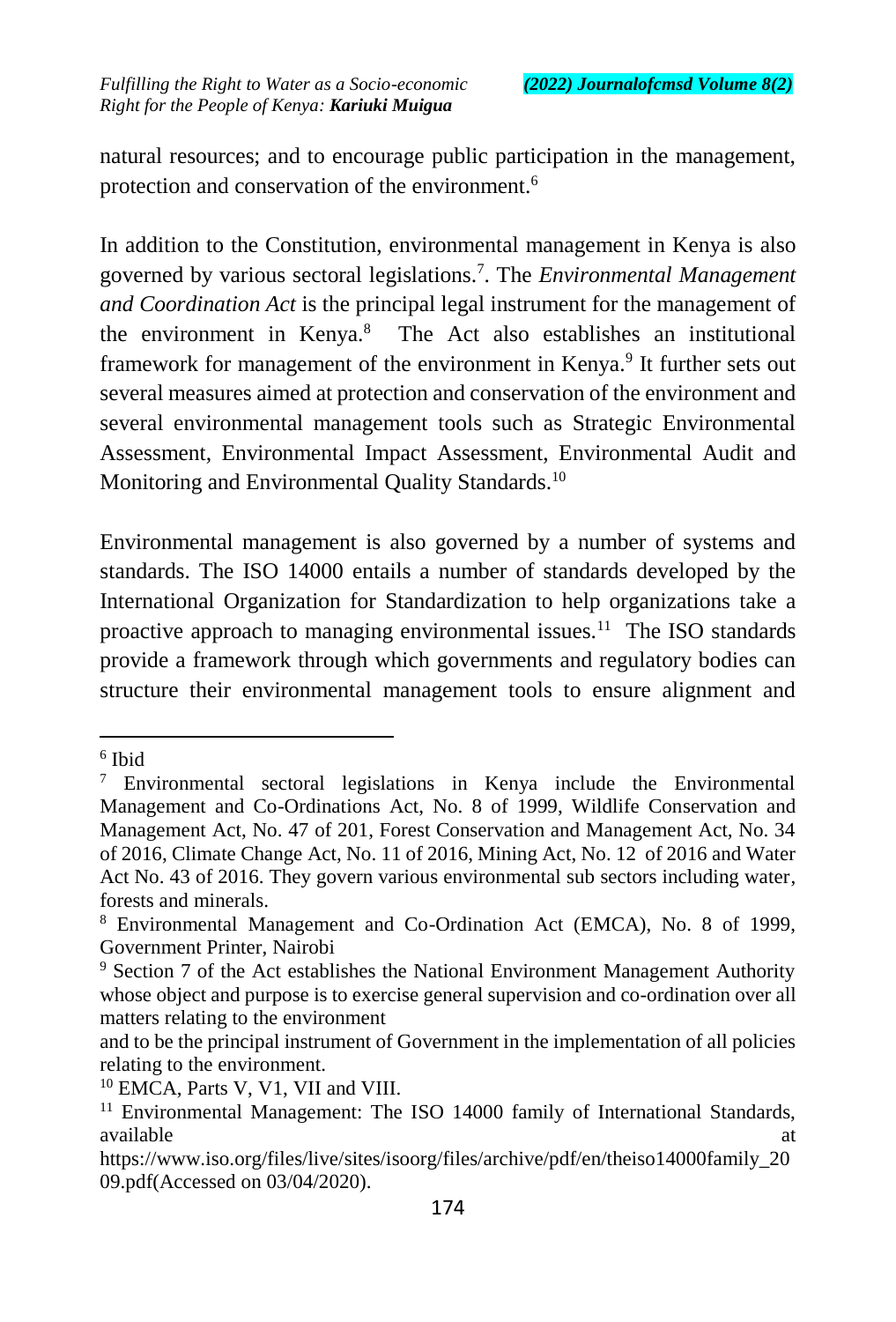natural resources; and to encourage public participation in the management, protection and conservation of the environment.[6]

In addition to the Constitution, environmental management in Kenya is also governed by various sectoral legislations.[7]. The *Environmental Management and Coordination Act* is the principal legal instrument for the management of the environment in Kenya.[8] The Act also establishes an institutional framework for management of the environment in Kenya.[9] It further sets out several measures aimed at protection and conservation of the environment and several environmental management tools such as Strategic Environmental Assessment, Environmental Impact Assessment, Environmental Audit and Monitoring and Environmental Quality Standards.[10]

Environmental management is also governed by a number of systems and standards. The ISO 14000 entails a number of standards developed by the International Organization for Standardization to help organizations take a proactive approach to managing environmental issues.[11] The ISO standards provide a framework through which governments and regulatory bodies can structure their environmental management tools to ensure alignment and

---

[6] Ibid

[7] Environmental sectoral legislations in Kenya include the Environmental Management and Co-Ordinations Act, No. 8 of 1999, Wildlife Conservation and Management Act, No. 47 of 201, Forest Conservation and Management Act, No. 34 of 2016, Climate Change Act, No. 11 of 2016, Mining Act, No. 12 of 2016 and Water Act No. 43 of 2016. They govern various environmental sub sectors including water, forests and minerals.

[8] Environmental Management and Co-Ordination Act (EMCA), No. 8 of 1999, Government Printer, Nairobi

[9] Section 7 of the Act establishes the National Environment Management Authority whose object and purpose is to exercise general supervision and co-ordination over all matters relating to the environment

and to be the principal instrument of Government in the implementation of all policies relating to the environment.

[10] EMCA, Parts V, V1, VII and VIII.

[11] Environmental Management: The ISO 14000 family of International Standards, available at https://www.iso.org/files/live/sites/isoorg/files/archive/pdf/en/theiso14000family_2009.pdf(Accessed on 03/04/2020).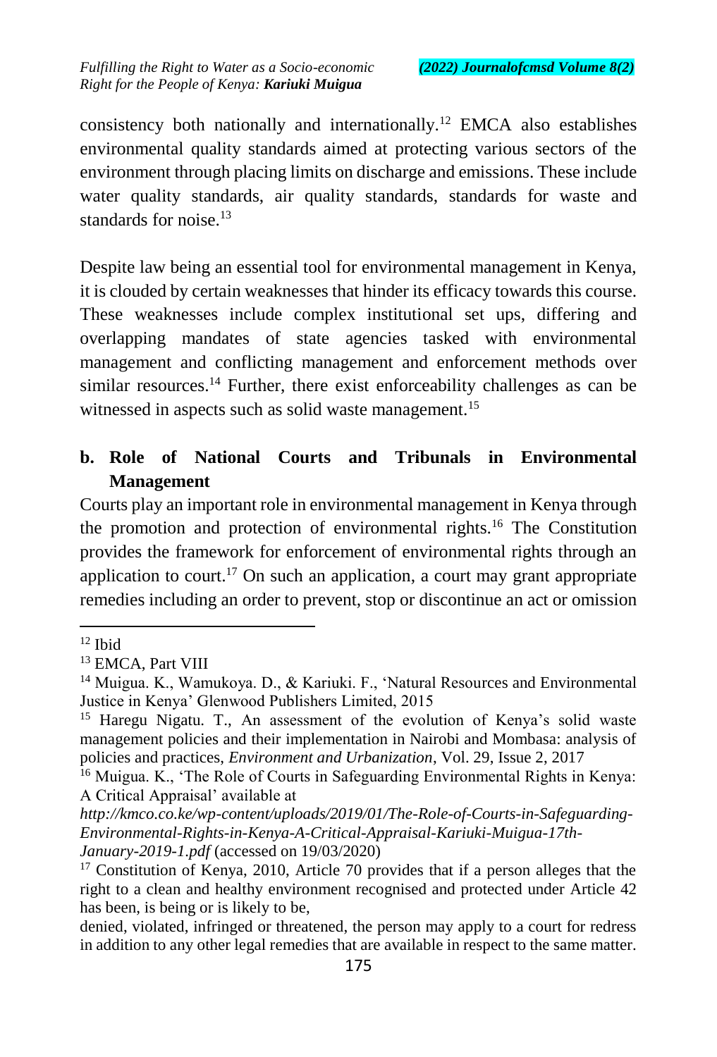consistency both nationally and internationally.[12] EMCA also establishes environmental quality standards aimed at protecting various sectors of the environment through placing limits on discharge and emissions. These include water quality standards, air quality standards, standards for waste and standards for noise.[13]

Despite law being an essential tool for environmental management in Kenya, it is clouded by certain weaknesses that hinder its efficacy towards this course. These weaknesses include complex institutional set ups, differing and overlapping mandates of state agencies tasked with environmental management and conflicting management and enforcement methods over similar resources.[14] Further, there exist enforceability challenges as can be witnessed in aspects such as solid waste management.[15]

### b. Role of National Courts and Tribunals in Environmental Management

Courts play an important role in environmental management in Kenya through the promotion and protection of environmental rights.[16] The Constitution provides the framework for enforcement of environmental rights through an application to court.[17] On such an application, a court may grant appropriate remedies including an order to prevent, stop or discontinue an act or omission

---

[12] Ibid

[13] EMCA, Part VIII

[14] Muigua. K., Wamukoya. D., & Kariuki. F., 'Natural Resources and Environmental Justice in Kenya' Glenwood Publishers Limited, 2015

[15] Haregu Nigatu. T., An assessment of the evolution of Kenya's solid waste management policies and their implementation in Nairobi and Mombasa: analysis of policies and practices, *Environment and Urbanization*, Vol. 29, Issue 2, 2017

[16] Muigua. K., 'The Role of Courts in Safeguarding Environmental Rights in Kenya: A Critical Appraisal' available at *http://kmco.co.ke/wp-content/uploads/2019/01/The-Role-of-Courts-in-Safeguarding-Environmental-Rights-in-Kenya-A-Critical-Appraisal-Kariuki-Muigua-17th-January-2019-1.pdf* (accessed on 19/03/2020)

[17] Constitution of Kenya, 2010, Article 70 provides that if a person alleges that the right to a clean and healthy environment recognised and protected under Article 42 has been, is being or is likely to be,

denied, violated, infringed or threatened, the person may apply to a court for redress in addition to any other legal remedies that are available in respect to the same matter.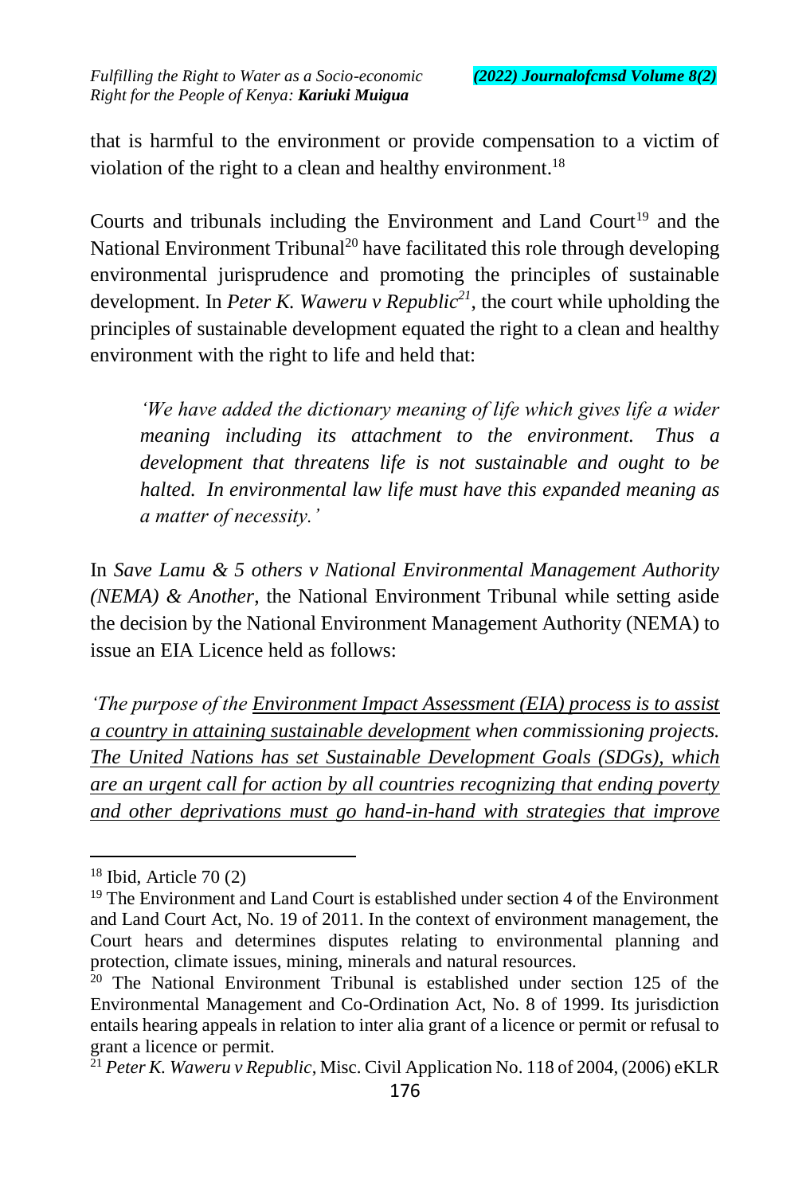that is harmful to the environment or provide compensation to a victim of violation of the right to a clean and healthy environment.[18]

Courts and tribunals including the Environment and Land Court[19] and the National Environment Tribunal[20] have facilitated this role through developing environmental jurisprudence and promoting the principles of sustainable development. In *Peter K. Waweru v Republic*[21], the court while upholding the principles of sustainable development equated the right to a clean and healthy environment with the right to life and held that:

> *'We have added the dictionary meaning of life which gives life a wider meaning including its attachment to the environment. Thus a development that threatens life is not sustainable and ought to be halted. In environmental law life must have this expanded meaning as a matter of necessity.'*

In *Save Lamu & 5 others v National Environmental Management Authority (NEMA) & Another,* the National Environment Tribunal while setting aside the decision by the National Environment Management Authority (NEMA) to issue an EIA Licence held as follows:

*'The purpose of the <u>Environment Impact Assessment (EIA) process is to assist a country in attaining sustainable development</u> when commissioning projects. <u>The United Nations has set Sustainable Development Goals (SDGs), which are an urgent call for action by all countries recognizing that ending poverty and other deprivations must go hand-in-hand with strategies that improve</u>*

---

[18] Ibid, Article 70 (2)

[19] The Environment and Land Court is established under section 4 of the Environment and Land Court Act, No. 19 of 2011. In the context of environment management, the Court hears and determines disputes relating to environmental planning and protection, climate issues, mining, minerals and natural resources.

[20] The National Environment Tribunal is established under section 125 of the Environmental Management and Co-Ordination Act, No. 8 of 1999. Its jurisdiction entails hearing appeals in relation to inter alia grant of a licence or permit or refusal to grant a licence or permit.

[21] *Peter K. Waweru v Republic*, Misc. Civil Application No. 118 of 2004, (2006) eKLR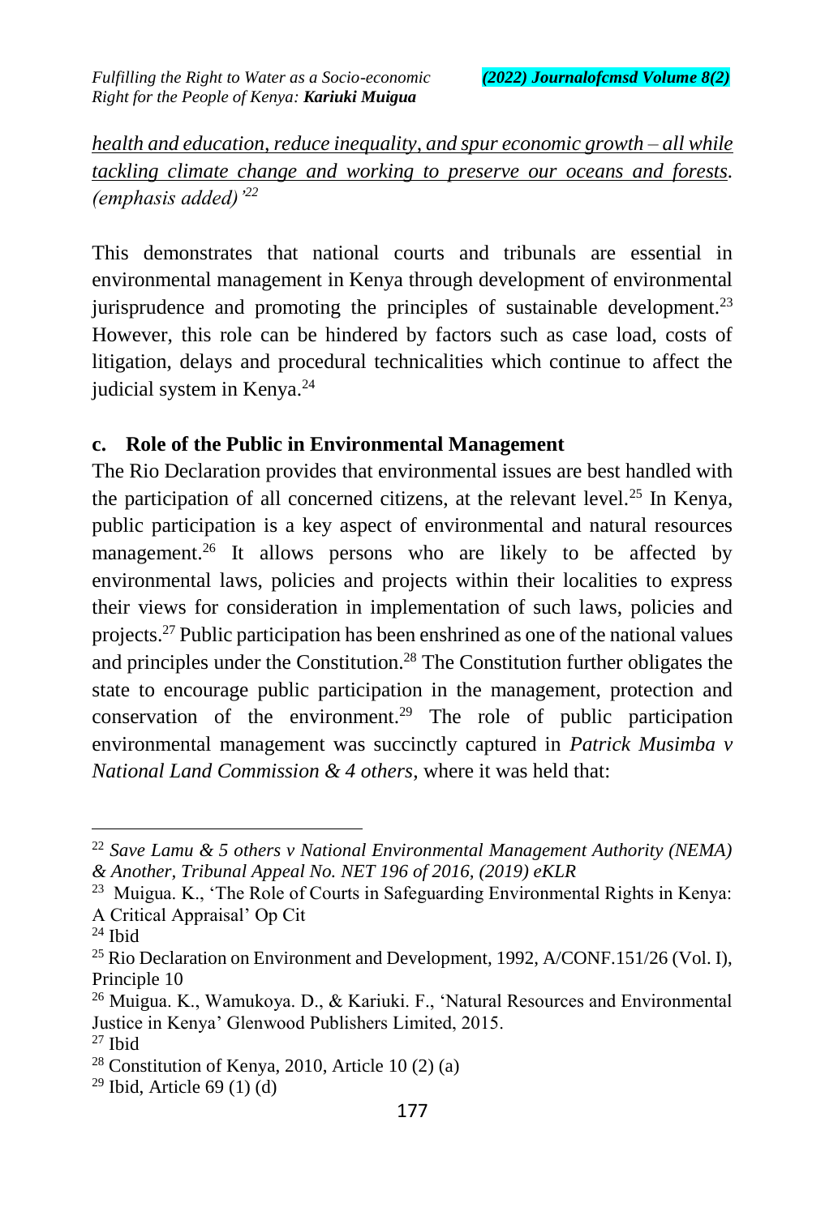*health and education, reduce inequality, and spur economic growth – all while tackling climate change and working to preserve our oceans and forests. (emphasis added)'*[22]

This demonstrates that national courts and tribunals are essential in environmental management in Kenya through development of environmental jurisprudence and promoting the principles of sustainable development.[23] However, this role can be hindered by factors such as case load, costs of litigation, delays and procedural technicalities which continue to affect the judicial system in Kenya.[24]

### c. Role of the Public in Environmental Management

The Rio Declaration provides that environmental issues are best handled with the participation of all concerned citizens, at the relevant level.[25] In Kenya, public participation is a key aspect of environmental and natural resources management.[26] It allows persons who are likely to be affected by environmental laws, policies and projects within their localities to express their views for consideration in implementation of such laws, policies and projects.[27] Public participation has been enshrined as one of the national values and principles under the Constitution.[28] The Constitution further obligates the state to encourage public participation in the management, protection and conservation of the environment.[29] The role of public participation environmental management was succinctly captured in *Patrick Musimba v National Land Commission & 4 others*, where it was held that:

---

[22] *Save Lamu & 5 others v National Environmental Management Authority (NEMA) & Another, Tribunal Appeal No. NET 196 of 2016, (2019) eKLR*

[23] Muigua. K., 'The Role of Courts in Safeguarding Environmental Rights in Kenya: A Critical Appraisal' Op Cit

[24] Ibid

[25] Rio Declaration on Environment and Development, 1992, A/CONF.151/26 (Vol. I), Principle 10

[26] Muigua. K., Wamukoya. D., & Kariuki. F., 'Natural Resources and Environmental Justice in Kenya' Glenwood Publishers Limited, 2015.

[27] Ibid

[28] Constitution of Kenya, 2010, Article 10 (2) (a)

[29] Ibid, Article 69 (1) (d)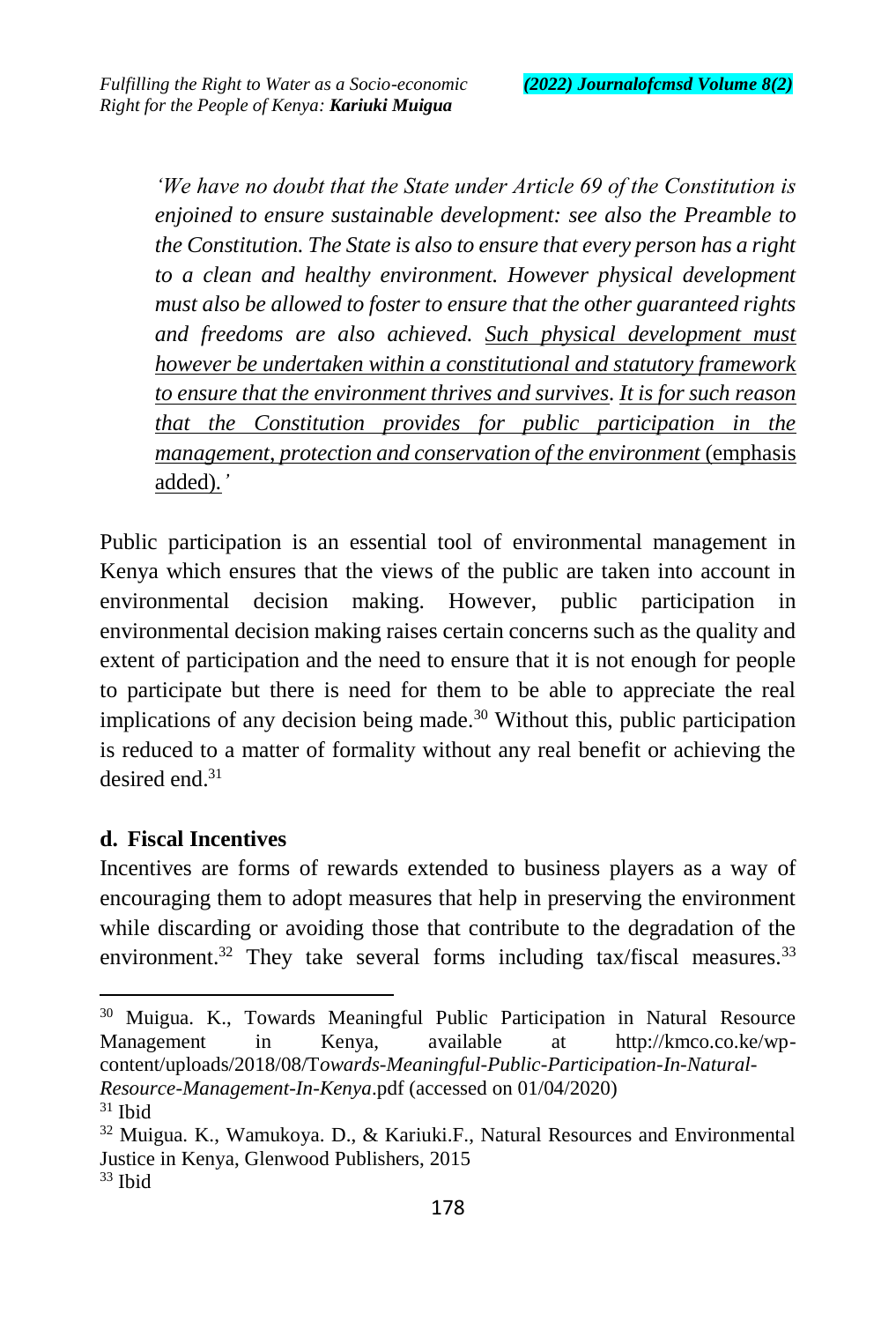> *'We have no doubt that the State under Article 69 of the Constitution is enjoined to ensure sustainable development: see also the Preamble to the Constitution. The State is also to ensure that every person has a right to a clean and healthy environment. However physical development must also be allowed to foster to ensure that the other guaranteed rights and freedoms are also achieved. <u>Such physical development must however be undertaken within a constitutional and statutory framework to ensure that the environment thrives and survives</u>. <u>It is for such reason that the Constitution provides for public participation in the management, protection and conservation of the environment</u>* <u>(emphasis added)</u>.'

Public participation is an essential tool of environmental management in Kenya which ensures that the views of the public are taken into account in environmental decision making. However, public participation in environmental decision making raises certain concerns such as the quality and extent of participation and the need to ensure that it is not enough for people to participate but there is need for them to be able to appreciate the real implications of any decision being made.[30] Without this, public participation is reduced to a matter of formality without any real benefit or achieving the desired end.[31]

### d. Fiscal Incentives

Incentives are forms of rewards extended to business players as a way of encouraging them to adopt measures that help in preserving the environment while discarding or avoiding those that contribute to the degradation of the environment.[32] They take several forms including tax/fiscal measures.[33]

---

[30] Muigua. K., Towards Meaningful Public Participation in Natural Resource Management in Kenya, available at http://kmco.co.ke/wp-content/uploads/2018/08/T*owards-Meaningful-Public-Participation-In-Natural-Resource-Management-In-Kenya*.pdf (accessed on 01/04/2020)

[31] Ibid

[32] Muigua. K., Wamukoya. D., & Kariuki.F., Natural Resources and Environmental Justice in Kenya, Glenwood Publishers, 2015

[33] Ibid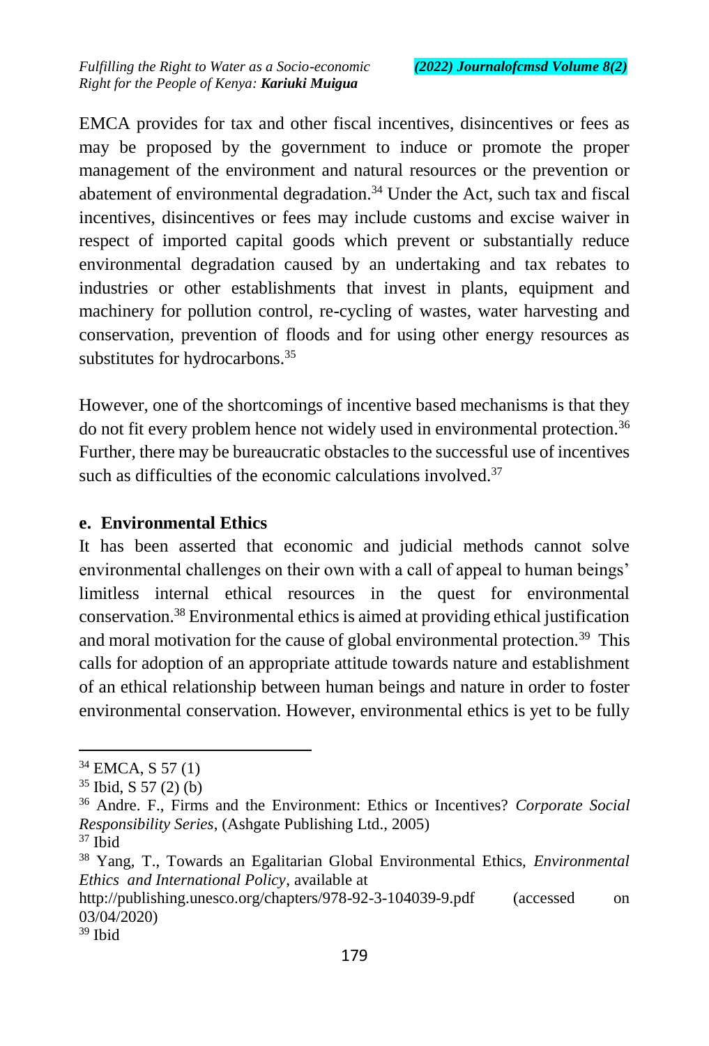EMCA provides for tax and other fiscal incentives, disincentives or fees as may be proposed by the government to induce or promote the proper management of the environment and natural resources or the prevention or abatement of environmental degradation.[34] Under the Act, such tax and fiscal incentives, disincentives or fees may include customs and excise waiver in respect of imported capital goods which prevent or substantially reduce environmental degradation caused by an undertaking and tax rebates to industries or other establishments that invest in plants, equipment and machinery for pollution control, re-cycling of wastes, water harvesting and conservation, prevention of floods and for using other energy resources as substitutes for hydrocarbons.[35]

However, one of the shortcomings of incentive based mechanisms is that they do not fit every problem hence not widely used in environmental protection.[36] Further, there may be bureaucratic obstacles to the successful use of incentives such as difficulties of the economic calculations involved.[37]

**e. Environmental Ethics**

It has been asserted that economic and judicial methods cannot solve environmental challenges on their own with a call of appeal to human beings' limitless internal ethical resources in the quest for environmental conservation.[38] Environmental ethics is aimed at providing ethical justification and moral motivation for the cause of global environmental protection.[39] This calls for adoption of an appropriate attitude towards nature and establishment of an ethical relationship between human beings and nature in order to foster environmental conservation. However, environmental ethics is yet to be fully

---

[34] EMCA, S 57 (1)

[35] Ibid, S 57 (2) (b)

[36] Andre. F., Firms and the Environment: Ethics or Incentives? *Corporate Social Responsibility Series*, (Ashgate Publishing Ltd., 2005)

[37] Ibid

[38] Yang, T., Towards an Egalitarian Global Environmental Ethics, *Environmental Ethics and International Policy*, available at http://publishing.unesco.org/chapters/978-92-3-104039-9.pdf (accessed on 03/04/2020)

[39] Ibid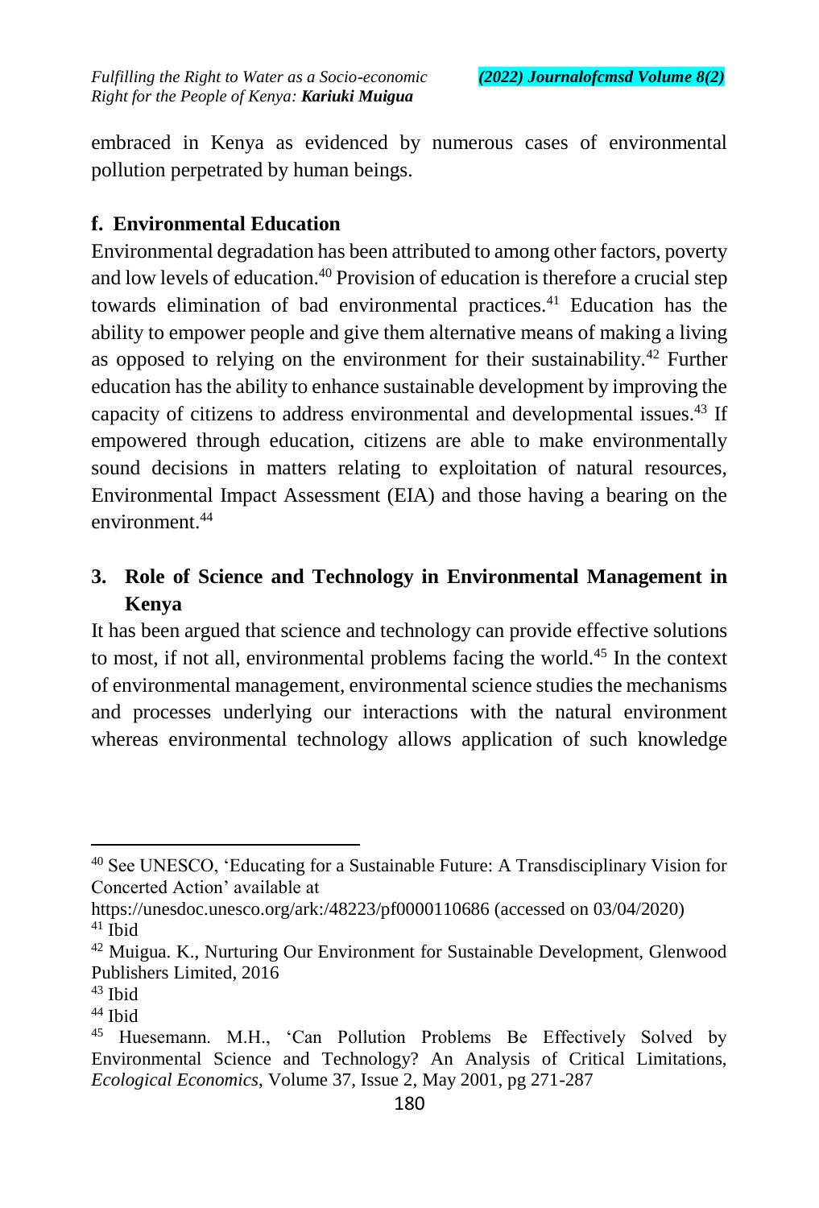embraced in Kenya as evidenced by numerous cases of environmental pollution perpetrated by human beings.

### f. Environmental Education

Environmental degradation has been attributed to among other factors, poverty and low levels of education.[40] Provision of education is therefore a crucial step towards elimination of bad environmental practices.[41] Education has the ability to empower people and give them alternative means of making a living as opposed to relying on the environment for their sustainability.[42] Further education has the ability to enhance sustainable development by improving the capacity of citizens to address environmental and developmental issues.[43] If empowered through education, citizens are able to make environmentally sound decisions in matters relating to exploitation of natural resources, Environmental Impact Assessment (EIA) and those having a bearing on the environment.[44]

## 3. Role of Science and Technology in Environmental Management in Kenya

It has been argued that science and technology can provide effective solutions to most, if not all, environmental problems facing the world.[45] In the context of environmental management, environmental science studies the mechanisms and processes underlying our interactions with the natural environment whereas environmental technology allows application of such knowledge

---

[40] See UNESCO, 'Educating for a Sustainable Future: A Transdisciplinary Vision for Concerted Action' available at https://unesdoc.unesco.org/ark:/48223/pf0000110686 (accessed on 03/04/2020)

[41] Ibid

[42] Muigua. K., Nurturing Our Environment for Sustainable Development, Glenwood Publishers Limited, 2016

[43] Ibid

[44] Ibid

[45] Huesemann. M.H., 'Can Pollution Problems Be Effectively Solved by Environmental Science and Technology? An Analysis of Critical Limitations, *Ecological Economics*, Volume 37, Issue 2, May 2001, pg 271-287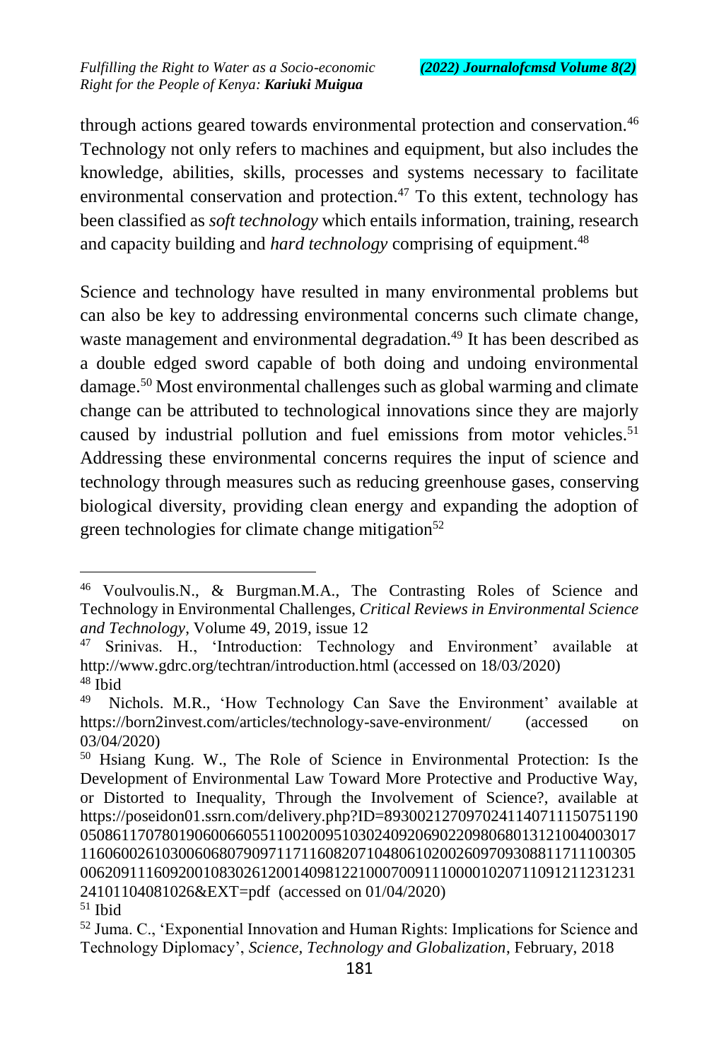through actions geared towards environmental protection and conservation.[46] Technology not only refers to machines and equipment, but also includes the knowledge, abilities, skills, processes and systems necessary to facilitate environmental conservation and protection.[47] To this extent, technology has been classified as *soft technology* which entails information, training, research and capacity building and *hard technology* comprising of equipment.[48]

Science and technology have resulted in many environmental problems but can also be key to addressing environmental concerns such climate change, waste management and environmental degradation.[49] It has been described as a double edged sword capable of both doing and undoing environmental damage.[50] Most environmental challenges such as global warming and climate change can be attributed to technological innovations since they are majorly caused by industrial pollution and fuel emissions from motor vehicles.[51] Addressing these environmental concerns requires the input of science and technology through measures such as reducing greenhouse gases, conserving biological diversity, providing clean energy and expanding the adoption of green technologies for climate change mitigation[52]

---

[46] Voulvoulis.N., & Burgman.M.A., The Contrasting Roles of Science and Technology in Environmental Challenges, *Critical Reviews in Environmental Science and Technology*, Volume 49, 2019, issue 12

[47] Srinivas. H., 'Introduction: Technology and Environment' available at http://www.gdrc.org/techtran/introduction.html (accessed on 18/03/2020)

[48] Ibid

[49] Nichols. M.R., 'How Technology Can Save the Environment' available at https://born2invest.com/articles/technology-save-environment/ (accessed on 03/04/2020)

[50] Hsiang Kung. W., The Role of Science in Environmental Protection: Is the Development of Environmental Law Toward More Protective and Productive Way, or Distorted to Inequality, Through the Involvement of Science?, available at https://poseidon01.ssrn.com/delivery.php?ID=893002127097024114071115075119005086117078019060066055110020095103024092069022098068013121004003017116060026103006068079097117116082071048061020026097093088117111003050062091116092001083026120014098122100070091110000102071109121123123124101104081026&EXT=pdf (accessed on 01/04/2020)

[51] Ibid

[52] Juma. C., 'Exponential Innovation and Human Rights: Implications for Science and Technology Diplomacy', *Science, Technology and Globalization*, February, 2018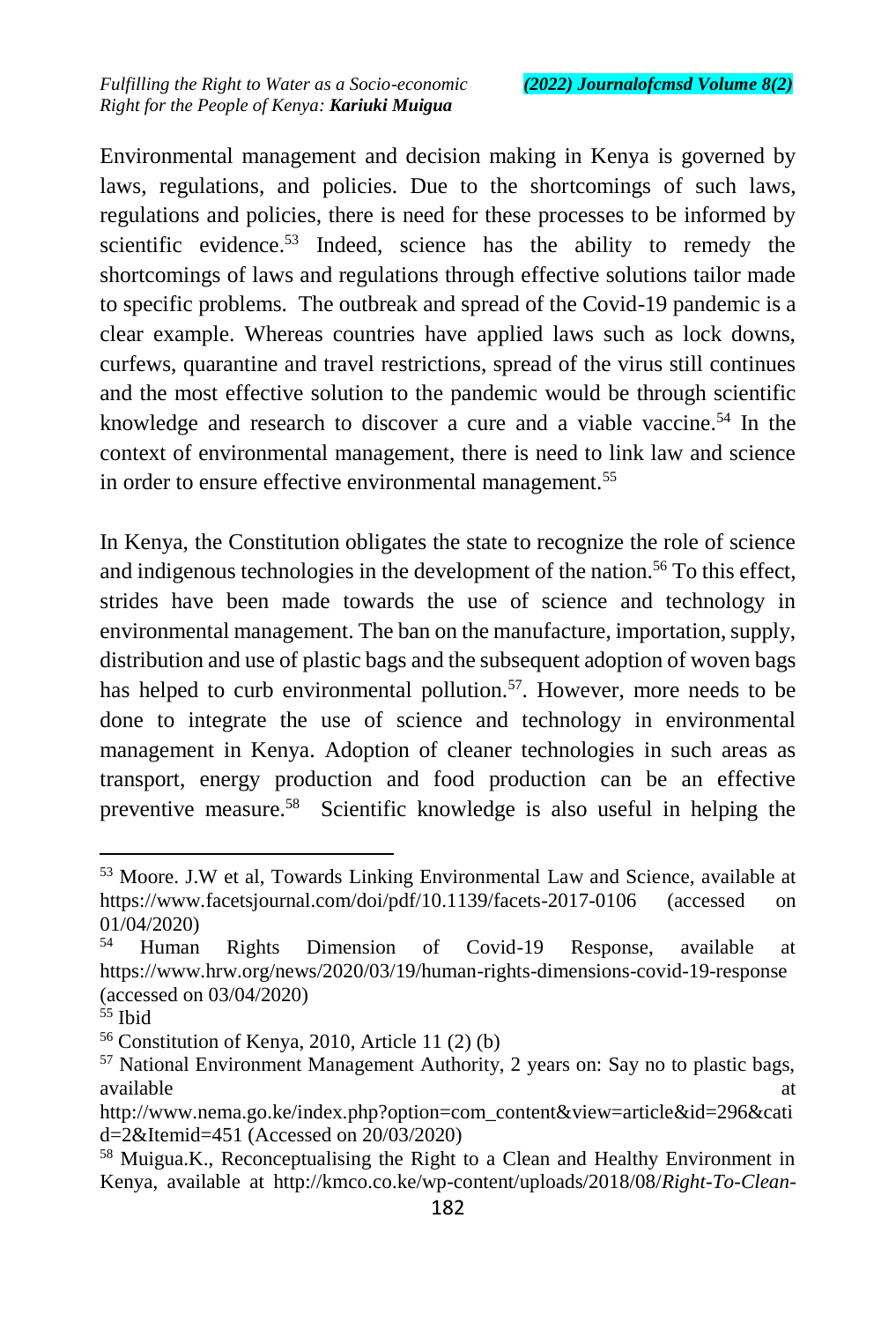Environmental management and decision making in Kenya is governed by laws, regulations, and policies. Due to the shortcomings of such laws, regulations and policies, there is need for these processes to be informed by scientific evidence.[53] Indeed, science has the ability to remedy the shortcomings of laws and regulations through effective solutions tailor made to specific problems. The outbreak and spread of the Covid-19 pandemic is a clear example. Whereas countries have applied laws such as lock downs, curfews, quarantine and travel restrictions, spread of the virus still continues and the most effective solution to the pandemic would be through scientific knowledge and research to discover a cure and a viable vaccine.[54] In the context of environmental management, there is need to link law and science in order to ensure effective environmental management.[55]

In Kenya, the Constitution obligates the state to recognize the role of science and indigenous technologies in the development of the nation.[56] To this effect, strides have been made towards the use of science and technology in environmental management. The ban on the manufacture, importation, supply, distribution and use of plastic bags and the subsequent adoption of woven bags has helped to curb environmental pollution.[57]. However, more needs to be done to integrate the use of science and technology in environmental management in Kenya. Adoption of cleaner technologies in such areas as transport, energy production and food production can be an effective preventive measure.[58] Scientific knowledge is also useful in helping the

---

[53] Moore. J.W et al, Towards Linking Environmental Law and Science, available at https://www.facetsjournal.com/doi/pdf/10.1139/facets-2017-0106 (accessed on 01/04/2020)

[54] Human Rights Dimension of Covid-19 Response, available at https://www.hrw.org/news/2020/03/19/human-rights-dimensions-covid-19-response (accessed on 03/04/2020)

[55] Ibid

[56] Constitution of Kenya, 2010, Article 11 (2) (b)

[57] National Environment Management Authority, 2 years on: Say no to plastic bags, available at http://www.nema.go.ke/index.php?option=com_content&view=article&id=296&catid=2&Itemid=451 (Accessed on 20/03/2020)

[58] Muigua.K., Reconceptualising the Right to a Clean and Healthy Environment in Kenya, available at http://kmco.co.ke/wp-content/uploads/2018/08/*Right-To-Clean-*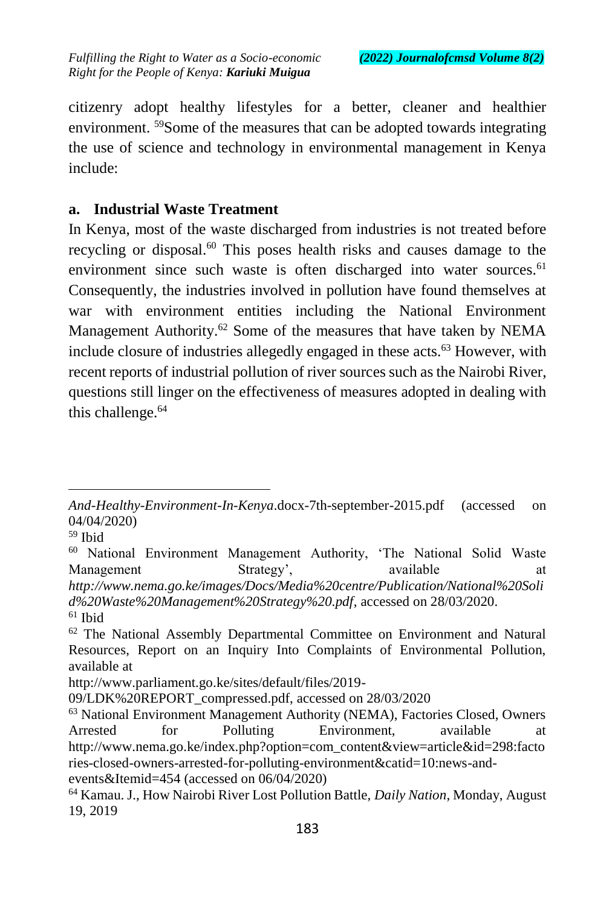citizenry adopt healthy lifestyles for a better, cleaner and healthier environment. [59]Some of the measures that can be adopted towards integrating the use of science and technology in environmental management in Kenya include:

### a. Industrial Waste Treatment

In Kenya, most of the waste discharged from industries is not treated before recycling or disposal.[60] This poses health risks and causes damage to the environment since such waste is often discharged into water sources.[61] Consequently, the industries involved in pollution have found themselves at war with environment entities including the National Environment Management Authority.[62] Some of the measures that have taken by NEMA include closure of industries allegedly engaged in these acts.[63] However, with recent reports of industrial pollution of river sources such as the Nairobi River, questions still linger on the effectiveness of measures adopted in dealing with this challenge.[64]

---

*And-Healthy-Environment-In-Kenya*.docx-7th-september-2015.pdf (accessed on 04/04/2020)

[59] Ibid

[60] National Environment Management Authority, 'The National Solid Waste Management Strategy', available at *http://www.nema.go.ke/images/Docs/Media%20centre/Publication/National%20Solid%20Waste%20Management%20Strategy%20.pdf*, accessed on 28/03/2020.

[61] Ibid

[62] The National Assembly Departmental Committee on Environment and Natural Resources, Report on an Inquiry Into Complaints of Environmental Pollution, available at http://www.parliament.go.ke/sites/default/files/2019-09/LDK%20REPORT_compressed.pdf, accessed on 28/03/2020

[63] National Environment Management Authority (NEMA), Factories Closed, Owners Arrested for Polluting Environment, available at http://www.nema.go.ke/index.php?option=com_content&view=article&id=298:factories-closed-owners-arrested-for-polluting-environment&catid=10:news-and-events&Itemid=454 (accessed on 06/04/2020)

[64] Kamau. J., How Nairobi River Lost Pollution Battle, *Daily Nation*, Monday, August 19, 2019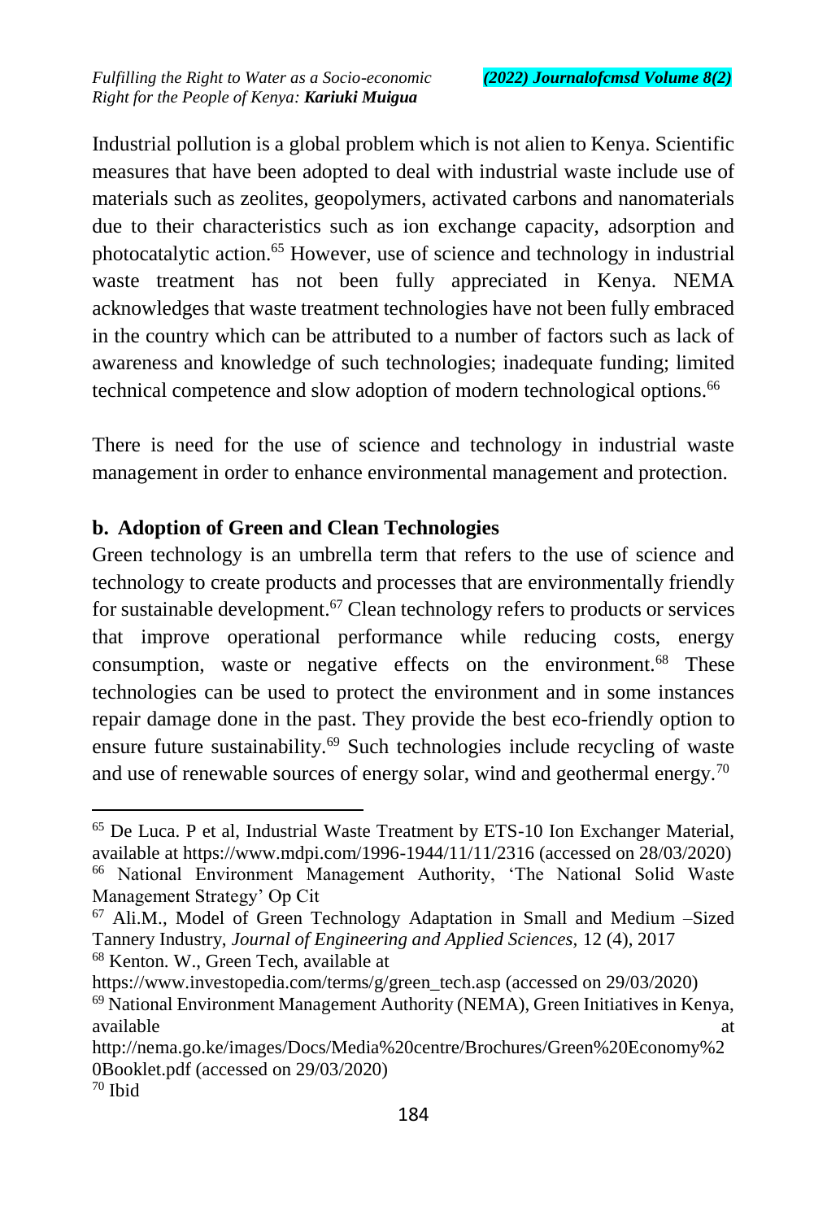Industrial pollution is a global problem which is not alien to Kenya. Scientific measures that have been adopted to deal with industrial waste include use of materials such as zeolites, geopolymers, activated carbons and nanomaterials due to their characteristics such as ion exchange capacity, adsorption and photocatalytic action.[65] However, use of science and technology in industrial waste treatment has not been fully appreciated in Kenya. NEMA acknowledges that waste treatment technologies have not been fully embraced in the country which can be attributed to a number of factors such as lack of awareness and knowledge of such technologies; inadequate funding; limited technical competence and slow adoption of modern technological options.[66]

There is need for the use of science and technology in industrial waste management in order to enhance environmental management and protection.

### b. Adoption of Green and Clean Technologies

Green technology is an umbrella term that refers to the use of science and technology to create products and processes that are environmentally friendly for sustainable development.[67] Clean technology refers to products or services that improve operational performance while reducing costs, energy consumption, waste or negative effects on the environment.[68] These technologies can be used to protect the environment and in some instances repair damage done in the past. They provide the best eco-friendly option to ensure future sustainability.[69] Such technologies include recycling of waste and use of renewable sources of energy solar, wind and geothermal energy.[70]

---

[65] De Luca. P et al, Industrial Waste Treatment by ETS-10 Ion Exchanger Material, available at https://www.mdpi.com/1996-1944/11/11/2316 (accessed on 28/03/2020)

[66] National Environment Management Authority, 'The National Solid Waste Management Strategy' Op Cit

[67] Ali.M., Model of Green Technology Adaptation in Small and Medium –Sized Tannery Industry, *Journal of Engineering and Applied Sciences,* 12 (4), 2017

[68] Kenton. W., Green Tech, available at https://www.investopedia.com/terms/g/green_tech.asp (accessed on 29/03/2020)

[69] National Environment Management Authority (NEMA), Green Initiatives in Kenya, available at http://nema.go.ke/images/Docs/Media%20centre/Brochures/Green%20Economy%20Booklet.pdf (accessed on 29/03/2020)

[70] Ibid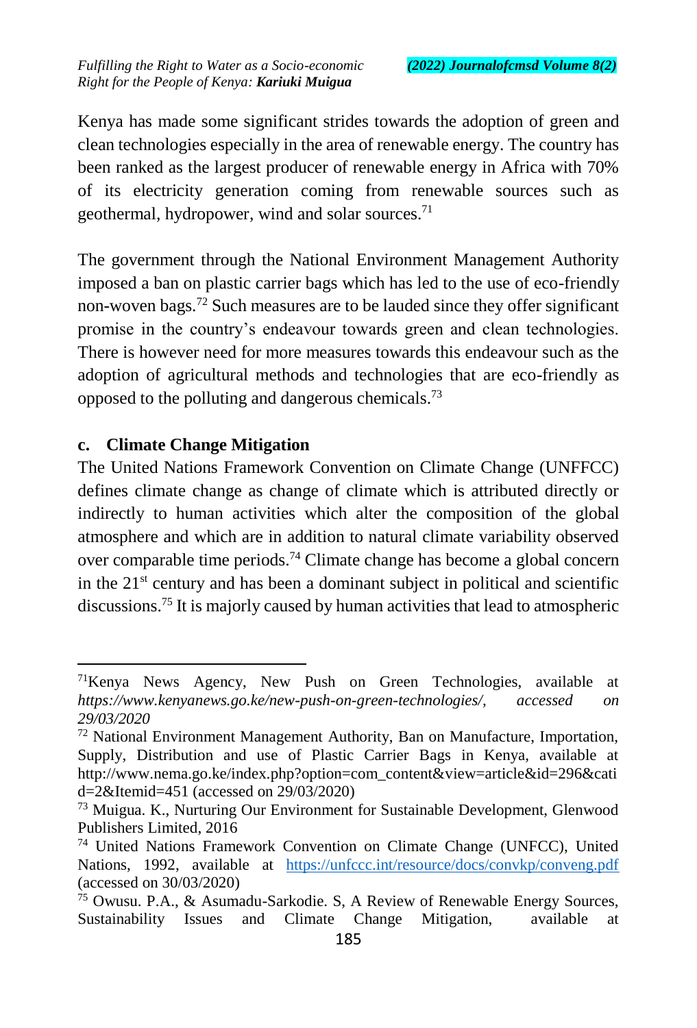Kenya has made some significant strides towards the adoption of green and clean technologies especially in the area of renewable energy. The country has been ranked as the largest producer of renewable energy in Africa with 70% of its electricity generation coming from renewable sources such as geothermal, hydropower, wind and solar sources.[71]

The government through the National Environment Management Authority imposed a ban on plastic carrier bags which has led to the use of eco-friendly non-woven bags.[72] Such measures are to be lauded since they offer significant promise in the country's endeavour towards green and clean technologies. There is however need for more measures towards this endeavour such as the adoption of agricultural methods and technologies that are eco-friendly as opposed to the polluting and dangerous chemicals.[73]

### c. Climate Change Mitigation

The United Nations Framework Convention on Climate Change (UNFFCC) defines climate change as change of climate which is attributed directly or indirectly to human activities which alter the composition of the global atmosphere and which are in addition to natural climate variability observed over comparable time periods.[74] Climate change has become a global concern in the 21st century and has been a dominant subject in political and scientific discussions.[75] It is majorly caused by human activities that lead to atmospheric

---

[71] Kenya News Agency, New Push on Green Technologies, available at *https://www.kenyanews.go.ke/new-push-on-green-technologies/, accessed on 29/03/2020*

[72] National Environment Management Authority, Ban on Manufacture, Importation, Supply, Distribution and use of Plastic Carrier Bags in Kenya, available at http://www.nema.go.ke/index.php?option=com_content&view=article&id=296&catid=2&Itemid=451 (accessed on 29/03/2020)

[73] Muigua. K., Nurturing Our Environment for Sustainable Development, Glenwood Publishers Limited, 2016

[74] United Nations Framework Convention on Climate Change (UNFCC), United Nations, 1992, available at https://unfccc.int/resource/docs/convkp/conveng.pdf (accessed on 30/03/2020)

[75] Owusu. P.A., & Asumadu-Sarkodie. S, A Review of Renewable Energy Sources, Sustainability Issues and Climate Change Mitigation, available at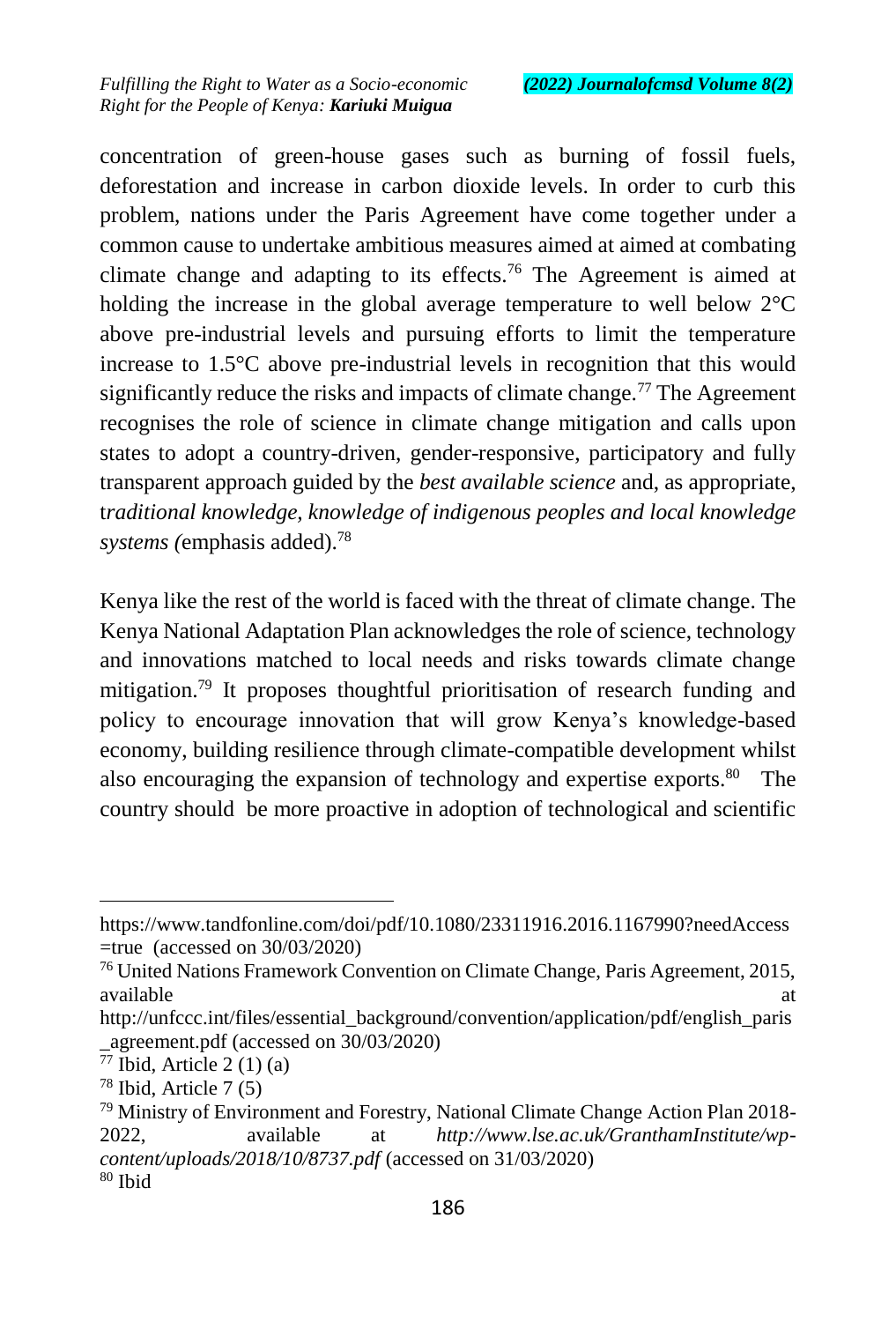concentration of green-house gases such as burning of fossil fuels, deforestation and increase in carbon dioxide levels. In order to curb this problem, nations under the Paris Agreement have come together under a common cause to undertake ambitious measures aimed at aimed at combating climate change and adapting to its effects.[76] The Agreement is aimed at holding the increase in the global average temperature to well below 2°C above pre-industrial levels and pursuing efforts to limit the temperature increase to 1.5°C above pre-industrial levels in recognition that this would significantly reduce the risks and impacts of climate change.[77] The Agreement recognises the role of science in climate change mitigation and calls upon states to adopt a country-driven, gender-responsive, participatory and fully transparent approach guided by the *best available science* and, as appropriate, t*raditional knowledge, knowledge of indigenous peoples and local knowledge systems (*emphasis added).[78]

Kenya like the rest of the world is faced with the threat of climate change. The Kenya National Adaptation Plan acknowledges the role of science, technology and innovations matched to local needs and risks towards climate change mitigation.[79] It proposes thoughtful prioritisation of research funding and policy to encourage innovation that will grow Kenya's knowledge-based economy, building resilience through climate-compatible development whilst also encouraging the expansion of technology and expertise exports.[80] The country should be more proactive in adoption of technological and scientific

---

https://www.tandfonline.com/doi/pdf/10.1080/23311916.2016.1167990?needAccess=true (accessed on 30/03/2020)

[76] United Nations Framework Convention on Climate Change, Paris Agreement, 2015, available at http://unfccc.int/files/essential_background/convention/application/pdf/english_paris_agreement.pdf (accessed on 30/03/2020)

[77] Ibid, Article 2 (1) (a)

[78] Ibid, Article 7 (5)

[79] Ministry of Environment and Forestry, National Climate Change Action Plan 2018-2022, available at *http://www.lse.ac.uk/GranthamInstitute/wp-content/uploads/2018/10/8737.pdf* (accessed on 31/03/2020)

[80] Ibid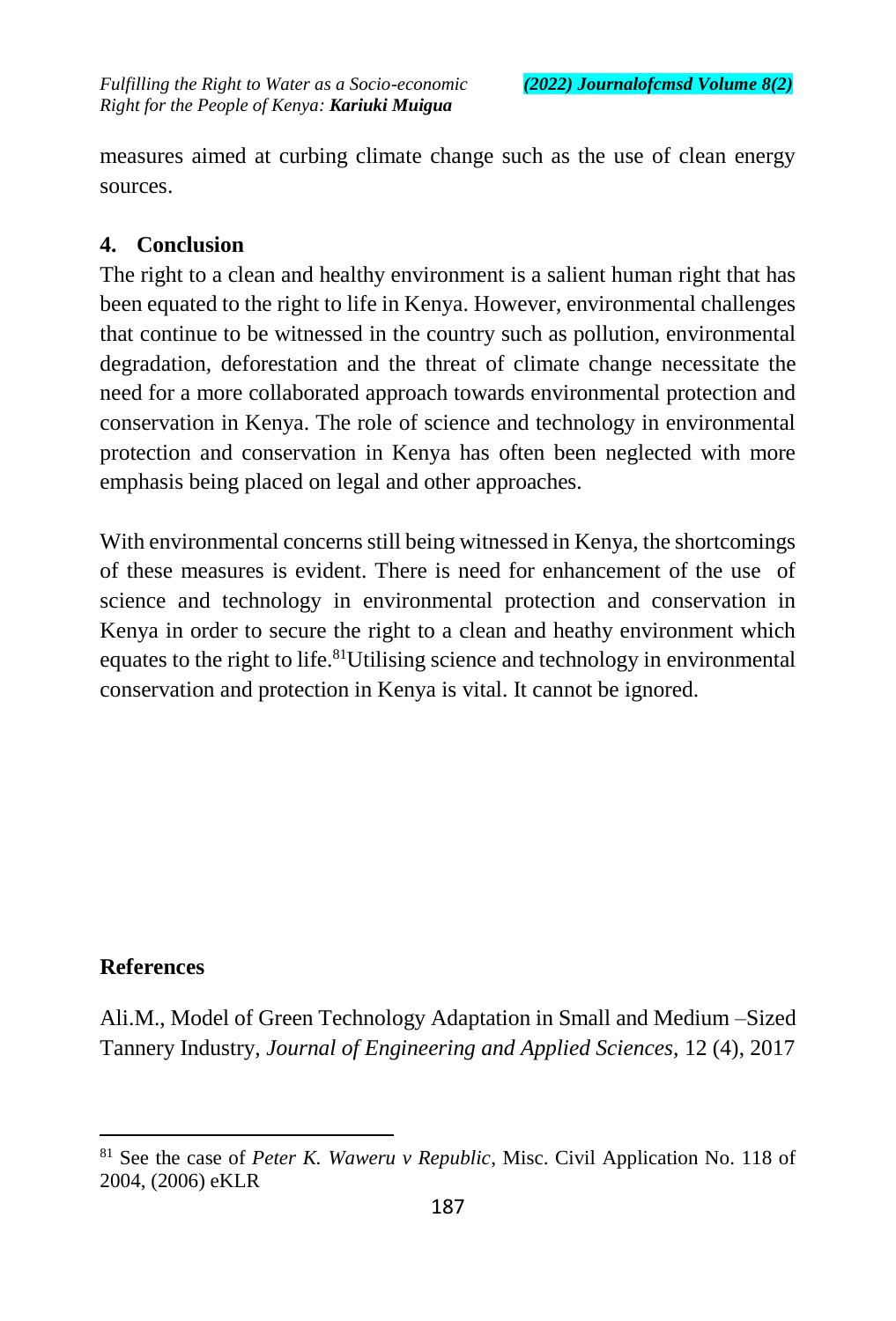measures aimed at curbing climate change such as the use of clean energy sources.

## 4. Conclusion

The right to a clean and healthy environment is a salient human right that has been equated to the right to life in Kenya. However, environmental challenges that continue to be witnessed in the country such as pollution, environmental degradation, deforestation and the threat of climate change necessitate the need for a more collaborated approach towards environmental protection and conservation in Kenya. The role of science and technology in environmental protection and conservation in Kenya has often been neglected with more emphasis being placed on legal and other approaches.

With environmental concerns still being witnessed in Kenya, the shortcomings of these measures is evident. There is need for enhancement of the use of science and technology in environmental protection and conservation in Kenya in order to secure the right to a clean and heathy environment which equates to the right to life.[81] Utilising science and technology in environmental conservation and protection in Kenya is vital. It cannot be ignored.

## References

Ali.M., Model of Green Technology Adaptation in Small and Medium –Sized Tannery Industry, *Journal of Engineering and Applied Sciences*, 12 (4), 2017

---

[81] See the case of *Peter K. Waweru v Republic*, Misc. Civil Application No. 118 of 2004, (2006) eKLR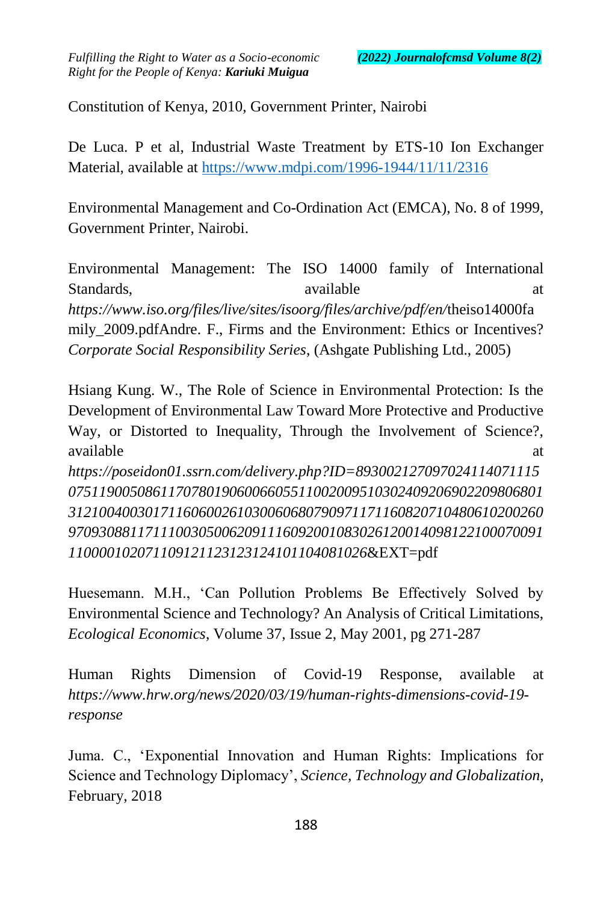Constitution of Kenya, 2010, Government Printer, Nairobi

De Luca. P et al, Industrial Waste Treatment by ETS-10 Ion Exchanger Material, available at https://www.mdpi.com/1996-1944/11/11/2316

Environmental Management and Co-Ordination Act (EMCA), No. 8 of 1999, Government Printer, Nairobi.

Environmental Management: The ISO 14000 family of International Standards, available at *https://www.iso.org/files/live/sites/isoorg/files/archive/pdf/en/*theiso14000family_2009.pdfAndre. F., Firms and the Environment: Ethics or Incentives? *Corporate Social Responsibility Series*, (Ashgate Publishing Ltd., 2005)

Hsiang Kung. W., The Role of Science in Environmental Protection: Is the Development of Environmental Law Toward More Protective and Productive Way, or Distorted to Inequality, Through the Involvement of Science?, available at *https://poseidon01.ssrn.com/delivery.php?ID=893002127097024114071115075119005086117078019060066055110020095103024092069022098068013121004003017116060026103006068079097117116082071048061020026097093088117111003050062091116092001083026120014098122100070091110000102071109121123123124101104081026*&EXT=pdf

Huesemann. M.H., 'Can Pollution Problems Be Effectively Solved by Environmental Science and Technology? An Analysis of Critical Limitations, *Ecological Economics*, Volume 37, Issue 2, May 2001, pg 271-287

Human Rights Dimension of Covid-19 Response, available at *https://www.hrw.org/news/2020/03/19/human-rights-dimensions-covid-19-response*

Juma. C., 'Exponential Innovation and Human Rights: Implications for Science and Technology Diplomacy', *Science, Technology and Globalization*, February, 2018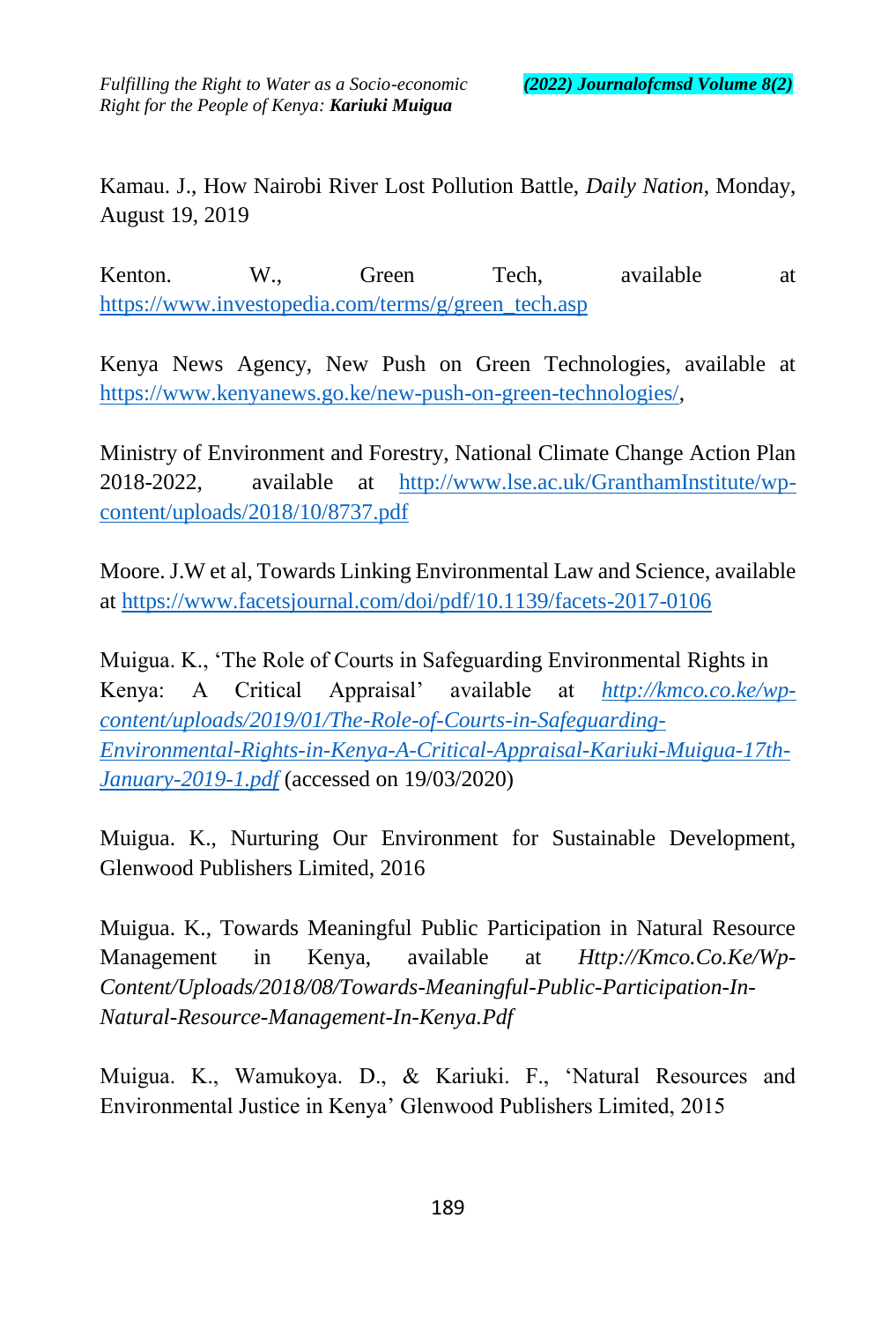Kamau. J., How Nairobi River Lost Pollution Battle, *Daily Nation*, Monday, August 19, 2019

Kenton. W., Green Tech, available at https://www.investopedia.com/terms/g/green_tech.asp

Kenya News Agency, New Push on Green Technologies, available at https://www.kenyanews.go.ke/new-push-on-green-technologies/,

Ministry of Environment and Forestry, National Climate Change Action Plan 2018-2022, available at http://www.lse.ac.uk/GranthamInstitute/wp-content/uploads/2018/10/8737.pdf

Moore. J.W et al, Towards Linking Environmental Law and Science, available at https://www.facetsjournal.com/doi/pdf/10.1139/facets-2017-0106

Muigua. K., 'The Role of Courts in Safeguarding Environmental Rights in Kenya: A Critical Appraisal' available at *http://kmco.co.ke/wp-content/uploads/2019/01/The-Role-of-Courts-in-Safeguarding-Environmental-Rights-in-Kenya-A-Critical-Appraisal-Kariuki-Muigua-17th-January-2019-1.pdf* (accessed on 19/03/2020)

Muigua. K., Nurturing Our Environment for Sustainable Development, Glenwood Publishers Limited, 2016

Muigua. K., Towards Meaningful Public Participation in Natural Resource Management in Kenya, available at *Http://Kmco.Co.Ke/Wp-Content/Uploads/2018/08/Towards-Meaningful-Public-Participation-In-Natural-Resource-Management-In-Kenya.Pdf*

Muigua. K., Wamukoya. D., & Kariuki. F., 'Natural Resources and Environmental Justice in Kenya' Glenwood Publishers Limited, 2015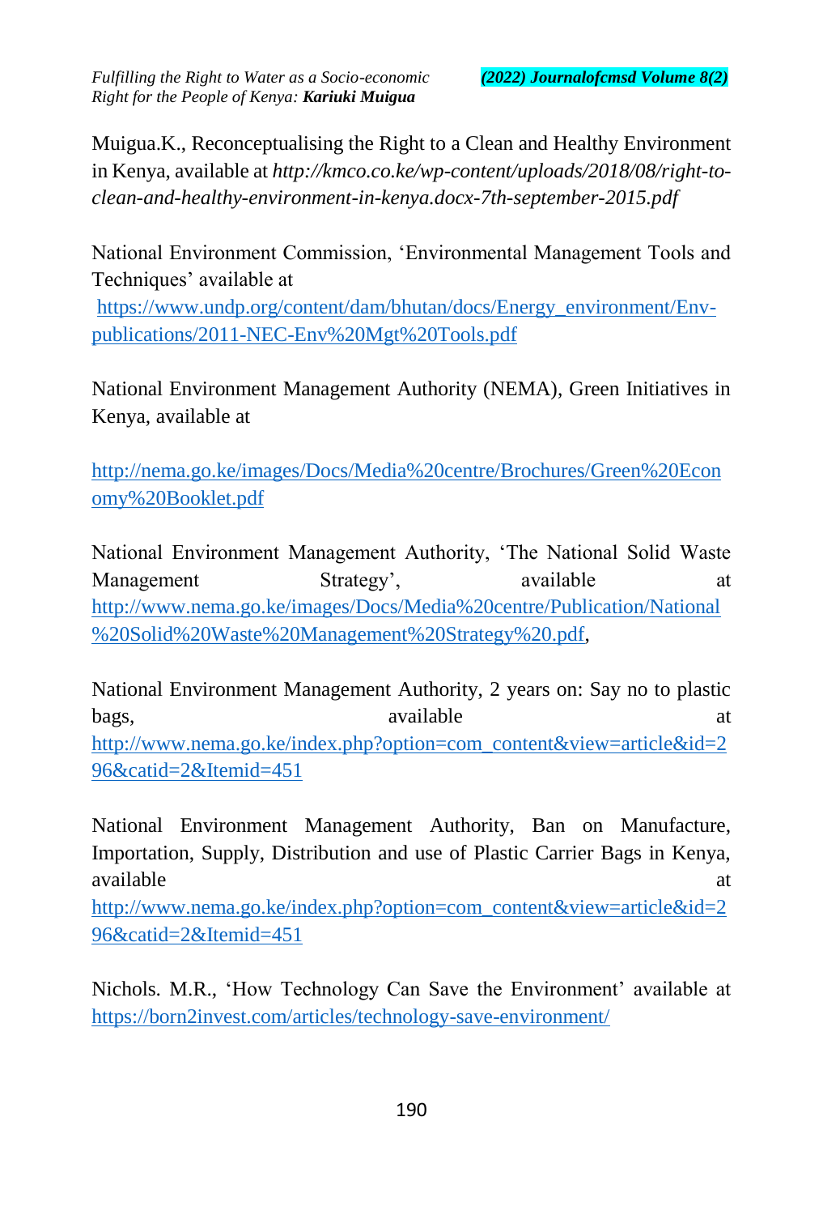Muigua.K., Reconceptualising the Right to a Clean and Healthy Environment in Kenya, available at *http://kmco.co.ke/wp-content/uploads/2018/08/right-to-clean-and-healthy-environment-in-kenya.docx-7th-september-2015.pdf*

National Environment Commission, 'Environmental Management Tools and Techniques' available at https://www.undp.org/content/dam/bhutan/docs/Energy_environment/Env-publications/2011-NEC-Env%20Mgt%20Tools.pdf

National Environment Management Authority (NEMA), Green Initiatives in Kenya, available at

http://nema.go.ke/images/Docs/Media%20centre/Brochures/Green%20Economy%20Booklet.pdf

National Environment Management Authority, 'The National Solid Waste Management Strategy', available at http://www.nema.go.ke/images/Docs/Media%20centre/Publication/National%20Solid%20Waste%20Management%20Strategy%20.pdf,

National Environment Management Authority, 2 years on: Say no to plastic bags, available at http://www.nema.go.ke/index.php?option=com_content&view=article&id=296&catid=2&Itemid=451

National Environment Management Authority, Ban on Manufacture, Importation, Supply, Distribution and use of Plastic Carrier Bags in Kenya, available at http://www.nema.go.ke/index.php?option=com_content&view=article&id=296&catid=2&Itemid=451

Nichols. M.R., 'How Technology Can Save the Environment' available at https://born2invest.com/articles/technology-save-environment/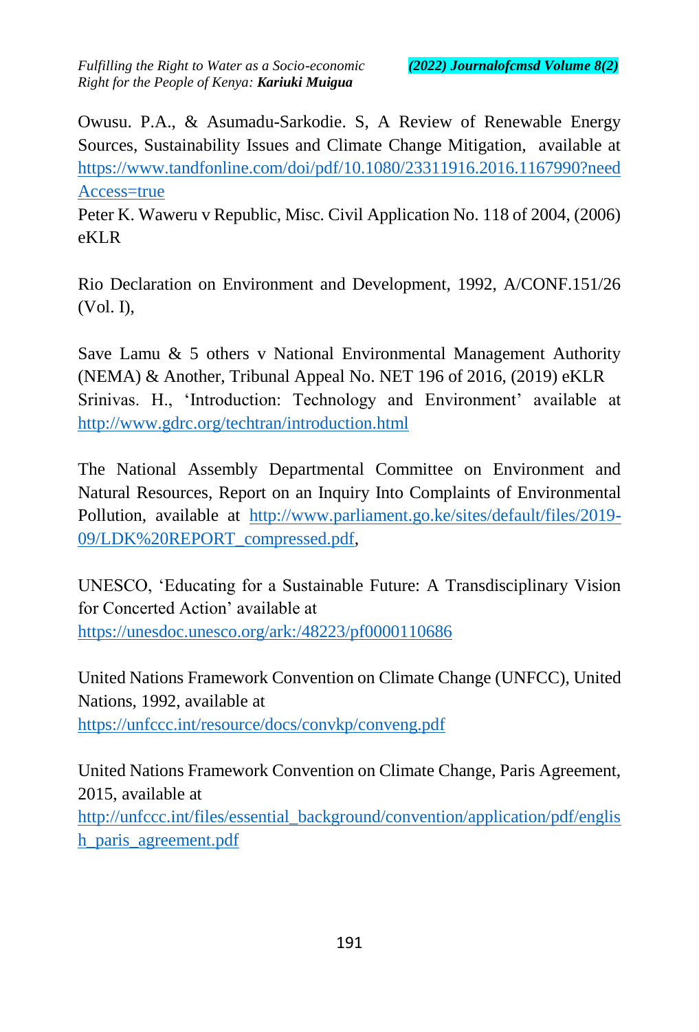Owusu. P.A., & Asumadu-Sarkodie. S, A Review of Renewable Energy Sources, Sustainability Issues and Climate Change Mitigation, available at https://www.tandfonline.com/doi/pdf/10.1080/23311916.2016.1167990?needAccess=true

Peter K. Waweru v Republic, Misc. Civil Application No. 118 of 2004, (2006) eKLR

Rio Declaration on Environment and Development, 1992, A/CONF.151/26 (Vol. I),

Save Lamu & 5 others v National Environmental Management Authority (NEMA) & Another, Tribunal Appeal No. NET 196 of 2016, (2019) eKLR

Srinivas. H., 'Introduction: Technology and Environment' available at http://www.gdrc.org/techtran/introduction.html

The National Assembly Departmental Committee on Environment and Natural Resources, Report on an Inquiry Into Complaints of Environmental Pollution, available at http://www.parliament.go.ke/sites/default/files/2019-09/LDK%20REPORT_compressed.pdf,

UNESCO, 'Educating for a Sustainable Future: A Transdisciplinary Vision for Concerted Action' available at https://unesdoc.unesco.org/ark:/48223/pf0000110686

United Nations Framework Convention on Climate Change (UNFCC), United Nations, 1992, available at https://unfccc.int/resource/docs/convkp/conveng.pdf

United Nations Framework Convention on Climate Change, Paris Agreement, 2015, available at http://unfccc.int/files/essential_background/convention/application/pdf/english_paris_agreement.pdf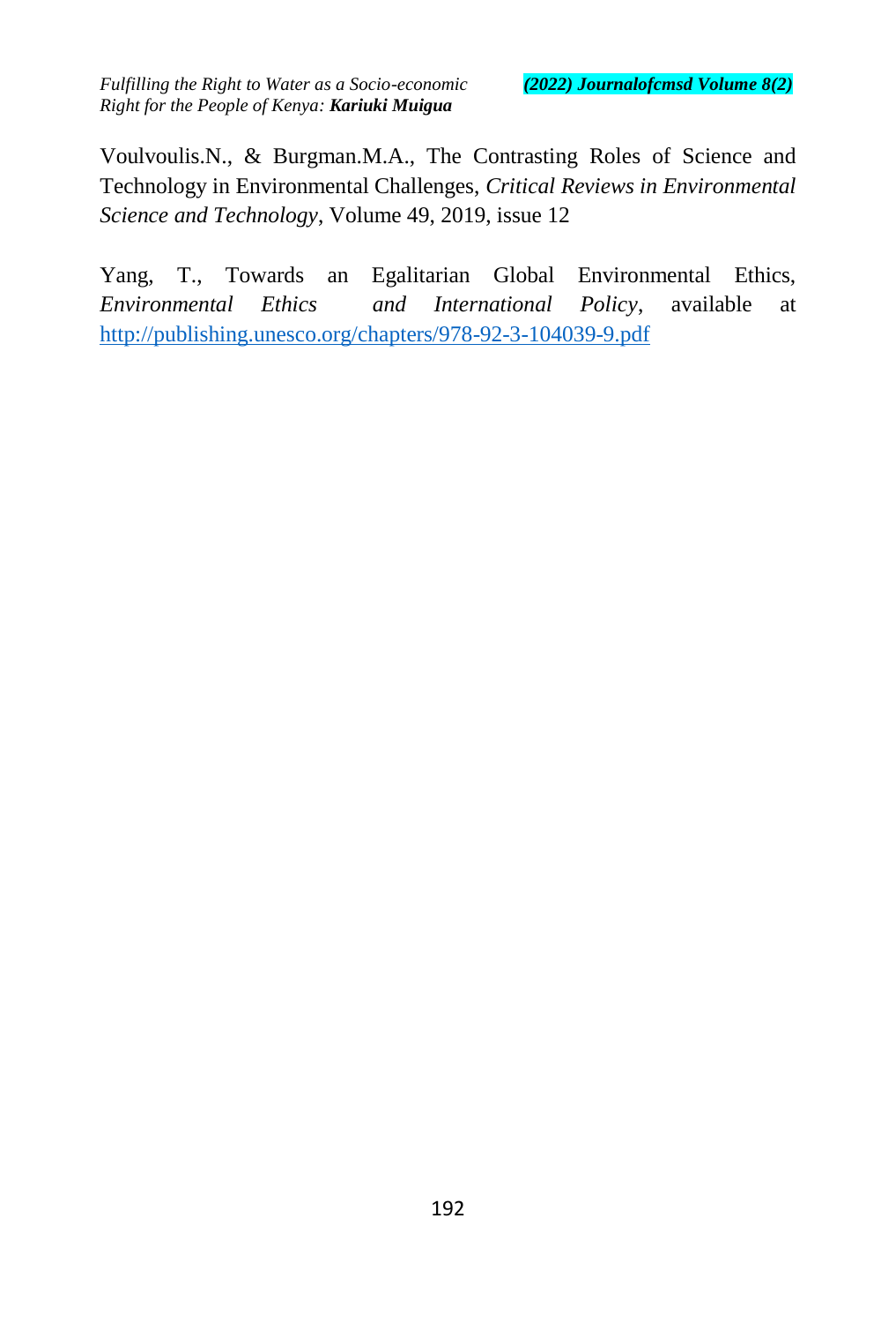Voulvoulis.N., & Burgman.M.A., The Contrasting Roles of Science and Technology in Environmental Challenges, *Critical Reviews in Environmental Science and Technology*, Volume 49, 2019, issue 12

Yang, T., Towards an Egalitarian Global Environmental Ethics, *Environmental Ethics and International Policy*, available at http://publishing.unesco.org/chapters/978-92-3-104039-9.pdf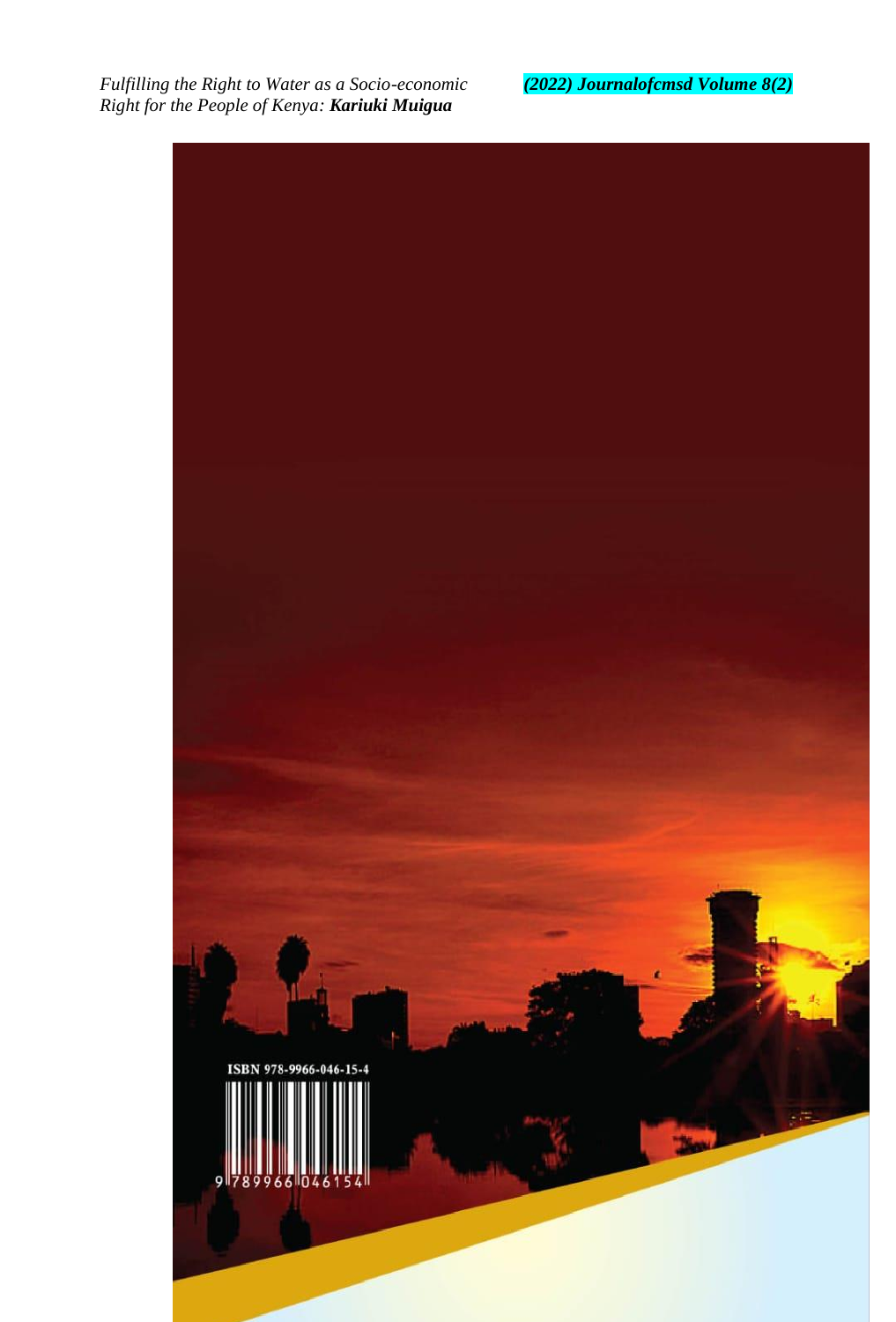ISBN 978-9966-046-15-4

9 789966 046154